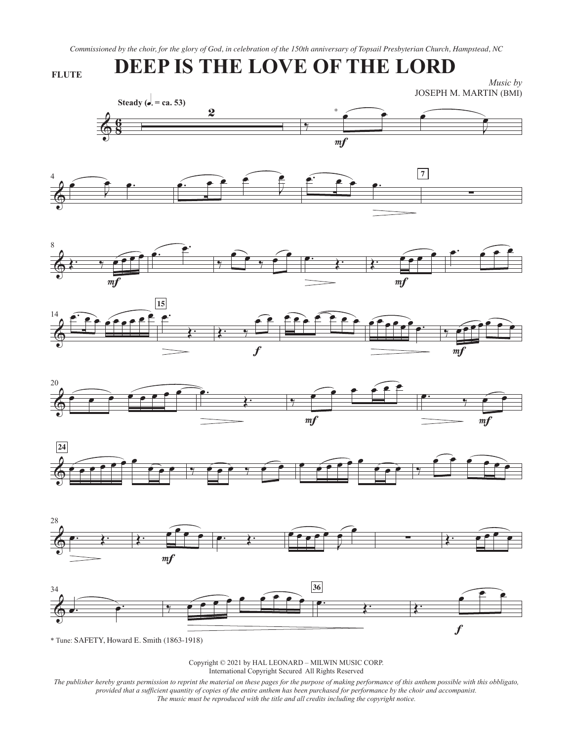*Commissioned by the choir, for the glory of God, in celebration of the 150th anniversary of Topsail Presbyterian Church, Hampstead, NC*

FLUTE

# DEEP IS THE LOVE OF THE LORD

*Music by*
JOSEPH M. MARTIN (BMI)

**Steady (♩. = ca. 53)**

\* Tune: SAFETY, Howard E. Smith (1863-1918)

Copyright © 2021 by HAL LEONARD – MILWIN MUSIC CORP.
International Copyright Secured All Rights Reserved

*The publisher hereby grants permission to reprint the material on these pages for the purpose of making performance of this anthem possible with this obbligato, provided that a sufficient quantity of copies of the entire anthem has been purchased for performance by the choir and accompanist. The music must be reproduced with the title and all credits including the copyright notice.*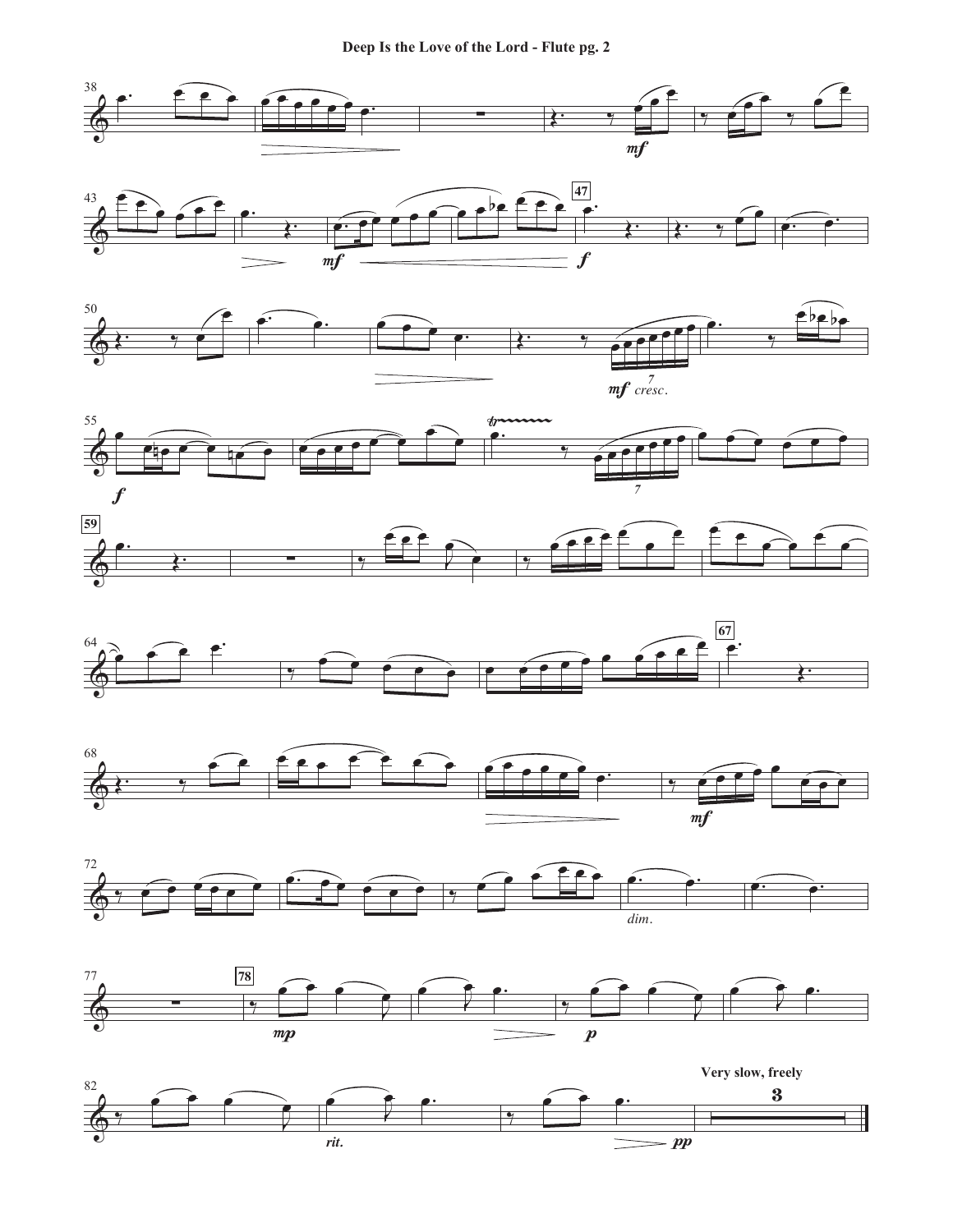Very slow, freely